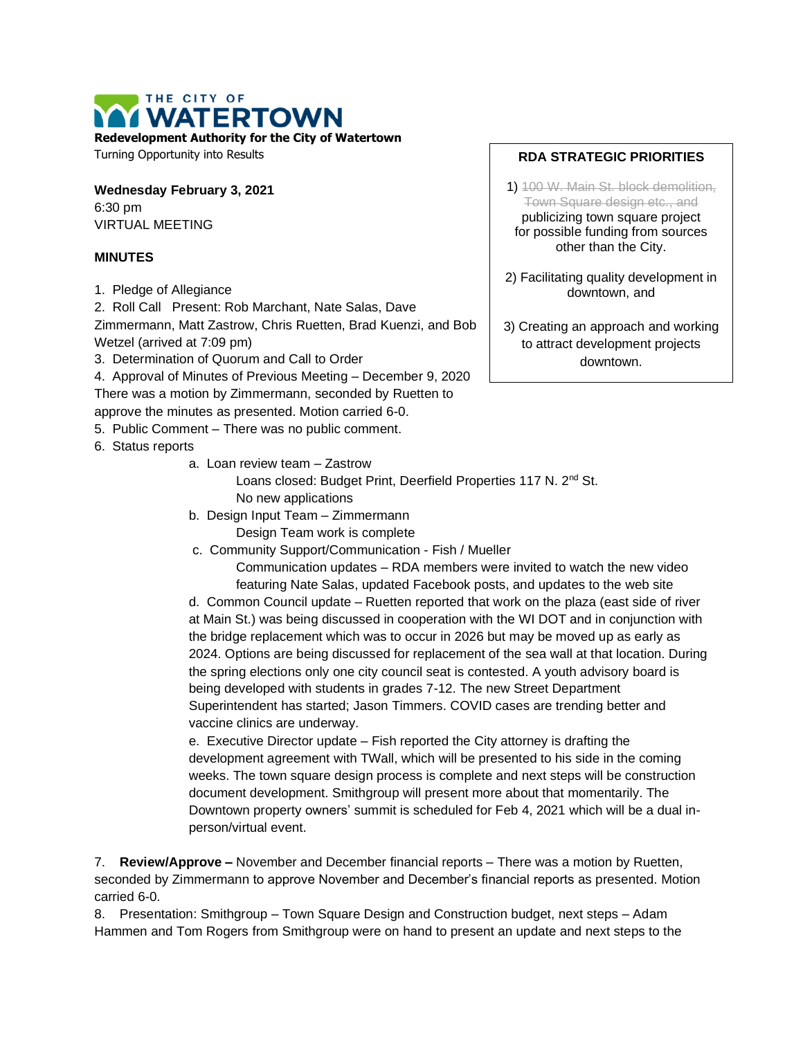THE CITY OF WATERTOWN

**Redevelopment Authority for the City of Watertown**

Turning Opportunity into Results

**Wednesday February 3, 2021**

6:30 pm

VIRTUAL MEETING

**RDA STRATEGIC PRIORITIES**

1) ~~100 W. Main St. block demolition, Town Square design etc., and~~ publicizing town square project for possible funding from sources other than the City.

2) Facilitating quality development in downtown, and

3) Creating an approach and working to attract development projects downtown.

### MINUTES

1. Pledge of Allegiance
2. Roll Call Present: Rob Marchant, Nate Salas, Dave Zimmermann, Matt Zastrow, Chris Ruetten, Brad Kuenzi, and Bob Wetzel (arrived at 7:09 pm)
3. Determination of Quorum and Call to Order
4. Approval of Minutes of Previous Meeting – December 9, 2020
There was a motion by Zimmermann, seconded by Ruetten to approve the minutes as presented. Motion carried 6-0.
5. Public Comment – There was no public comment.
6. Status reports
   a. Loan review team – Zastrow
      Loans closed: Budget Print, Deerfield Properties 117 N. 2nd St.
      No new applications
   b. Design Input Team – Zimmermann
      Design Team work is complete
   c. Community Support/Communication - Fish / Mueller
      Communication updates – RDA members were invited to watch the new video featuring Nate Salas, updated Facebook posts, and updates to the web site
   d. Common Council update – Ruetten reported that work on the plaza (east side of river at Main St.) was being discussed in cooperation with the WI DOT and in conjunction with the bridge replacement which was to occur in 2026 but may be moved up as early as 2024. Options are being discussed for replacement of the sea wall at that location. During the spring elections only one city council seat is contested. A youth advisory board is being developed with students in grades 7-12. The new Street Department Superintendent has started; Jason Timmers. COVID cases are trending better and vaccine clinics are underway.
   e. Executive Director update – Fish reported the City attorney is drafting the development agreement with TWall, which will be presented to his side in the coming weeks. The town square design process is complete and next steps will be construction document development. Smithgroup will present more about that momentarily. The Downtown property owners' summit is scheduled for Feb 4, 2021 which will be a dual in-person/virtual event.

7. **Review/Approve –** November and December financial reports – There was a motion by Ruetten, seconded by Zimmermann to approve November and December's financial reports as presented. Motion carried 6-0.

8. Presentation: Smithgroup – Town Square Design and Construction budget, next steps – Adam Hammen and Tom Rogers from Smithgroup were on hand to present an update and next steps to the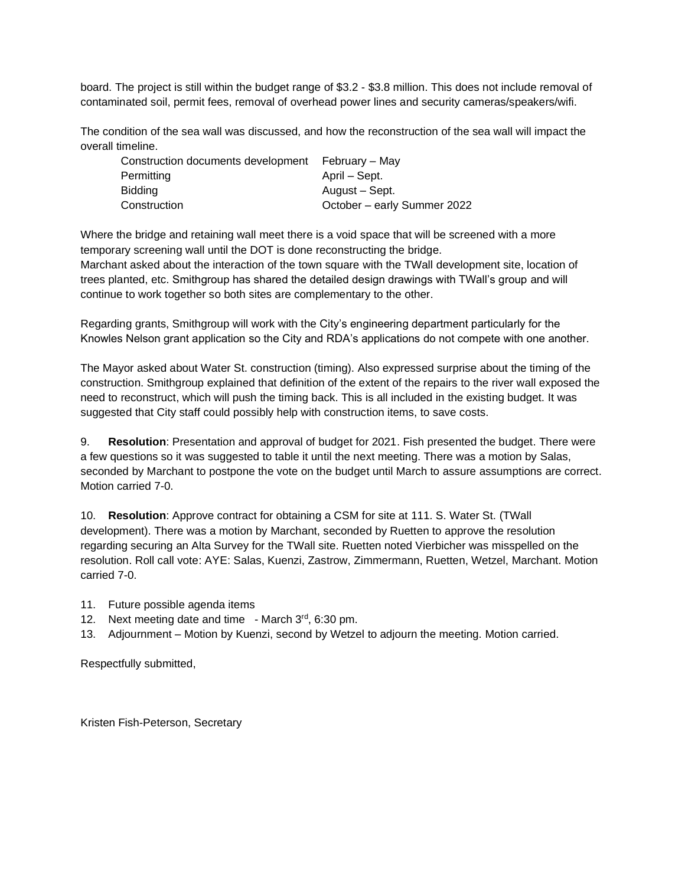board. The project is still within the budget range of $3.2 - $3.8 million. This does not include removal of contaminated soil, permit fees, removal of overhead power lines and security cameras/speakers/wifi.

The condition of the sea wall was discussed, and how the reconstruction of the sea wall will impact the overall timeline.

| | |
|---|---|
| Construction documents development | February – May |
| Permitting | April – Sept. |
| Bidding | August – Sept. |
| Construction | October – early Summer 2022 |

Where the bridge and retaining wall meet there is a void space that will be screened with a more temporary screening wall until the DOT is done reconstructing the bridge.
Marchant asked about the interaction of the town square with the TWall development site, location of trees planted, etc. Smithgroup has shared the detailed design drawings with TWall's group and will continue to work together so both sites are complementary to the other.

Regarding grants, Smithgroup will work with the City's engineering department particularly for the Knowles Nelson grant application so the City and RDA's applications do not compete with one another.

The Mayor asked about Water St. construction (timing). Also expressed surprise about the timing of the construction. Smithgroup explained that definition of the extent of the repairs to the river wall exposed the need to reconstruct, which will push the timing back. This is all included in the existing budget. It was suggested that City staff could possibly help with construction items, to save costs.

9. **Resolution**: Presentation and approval of budget for 2021. Fish presented the budget. There were a few questions so it was suggested to table it until the next meeting. There was a motion by Salas, seconded by Marchant to postpone the vote on the budget until March to assure assumptions are correct. Motion carried 7-0.

10. **Resolution**: Approve contract for obtaining a CSM for site at 111. S. Water St. (TWall development). There was a motion by Marchant, seconded by Ruetten to approve the resolution regarding securing an Alta Survey for the TWall site. Ruetten noted Vierbicher was misspelled on the resolution. Roll call vote: AYE: Salas, Kuenzi, Zastrow, Zimmermann, Ruetten, Wetzel, Marchant. Motion carried 7-0.

11. Future possible agenda items
12. Next meeting date and time - March 3rd, 6:30 pm.
13. Adjournment – Motion by Kuenzi, second by Wetzel to adjourn the meeting. Motion carried.

Respectfully submitted,

Kristen Fish-Peterson, Secretary